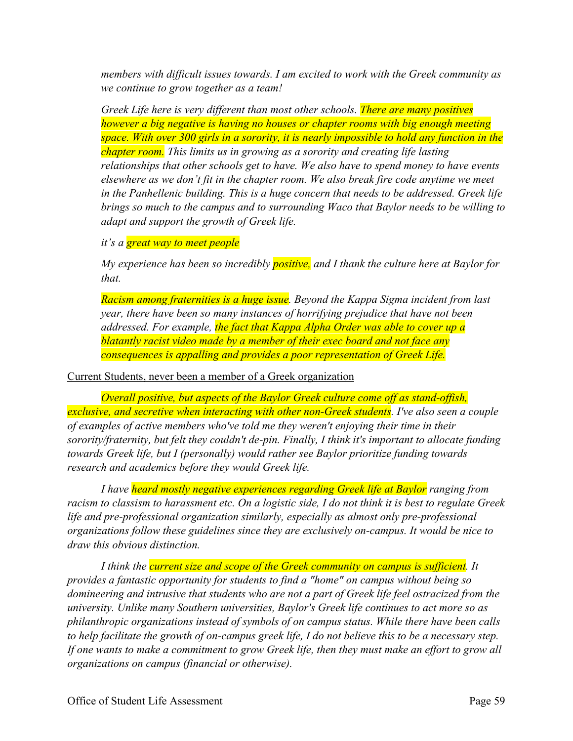*members with difficult issues towards. I am excited to work with the Greek community as we continue to grow together as a team!*

*Greek Life here is very different than most other schools. There are many positives however a big negative is having no houses or chapter rooms with big enough meeting space. With over 300 girls in a sorority, it is nearly impossible to hold any function in the chapter room. This limits us in growing as a sorority and creating life lasting relationships that other schools get to have. We also have to spend money to have events elsewhere as we don't fit in the chapter room. We also break fire code anytime we meet in the Panhellenic building. This is a huge concern that needs to be addressed. Greek life brings so much to the campus and to surrounding Waco that Baylor needs to be willing to adapt and support the growth of Greek life.*

*it's a great way to meet people*

*My experience has been so incredibly positive, and I thank the culture here at Baylor for that.*

*Racism among fraternities is a huge issue. Beyond the Kappa Sigma incident from last year, there have been so many instances of horrifying prejudice that have not been addressed. For example, the fact that Kappa Alpha Order was able to cover up a blatantly racist video made by a member of their exec board and not face any consequences is appalling and provides a poor representation of Greek Life.*

<u>Current Students, never been a member of a Greek organization</u>

*Overall positive, but aspects of the Baylor Greek culture come off as stand-offish, exclusive, and secretive when interacting with other non-Greek students. I've also seen a couple of examples of active members who've told me they weren't enjoying their time in their sorority/fraternity, but felt they couldn't de-pin. Finally, I think it's important to allocate funding towards Greek life, but I (personally) would rather see Baylor prioritize funding towards research and academics before they would Greek life.*

*I have heard mostly negative experiences regarding Greek life at Baylor ranging from racism to classism to harassment etc. On a logistic side, I do not think it is best to regulate Greek life and pre-professional organization similarly, especially as almost only pre-professional organizations follow these guidelines since they are exclusively on-campus. It would be nice to draw this obvious distinction.*

*I think the current size and scope of the Greek community on campus is sufficient. It provides a fantastic opportunity for students to find a "home" on campus without being so domineering and intrusive that students who are not a part of Greek life feel ostracized from the university. Unlike many Southern universities, Baylor's Greek life continues to act more so as philanthropic organizations instead of symbols of on campus status. While there have been calls to help facilitate the growth of on-campus greek life, I do not believe this to be a necessary step. If one wants to make a commitment to grow Greek life, then they must make an effort to grow all organizations on campus (financial or otherwise).*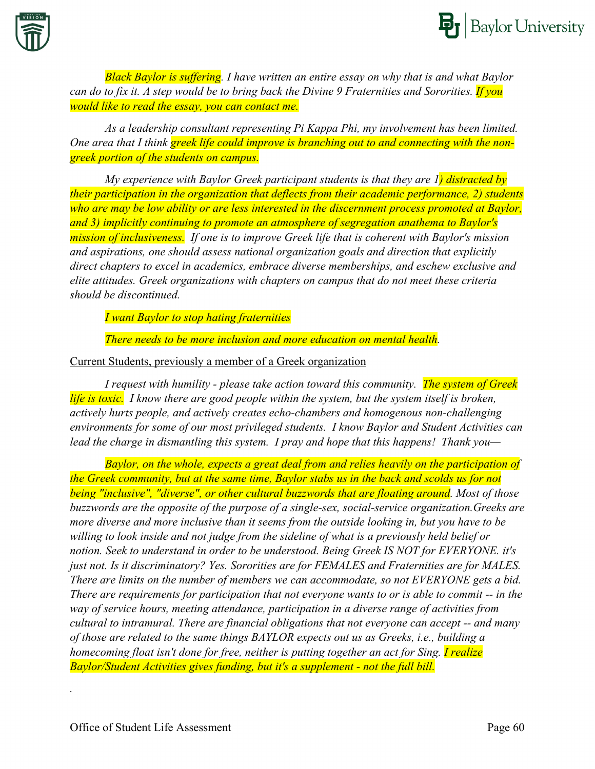*Black Baylor is suffering. I have written an entire essay on why that is and what Baylor can do to fix it. A step would be to bring back the Divine 9 Fraternities and Sororities. If you would like to read the essay, you can contact me.*

*As a leadership consultant representing Pi Kappa Phi, my involvement has been limited. One area that I think greek life could improve is branching out to and connecting with the non-greek portion of the students on campus.*

*My experience with Baylor Greek participant students is that they are 1) distracted by their participation in the organization that deflects from their academic performance, 2) students who are may be low ability or are less interested in the discernment process promoted at Baylor, and 3) implicitly continuing to promote an atmosphere of segregation anathema to Baylor's mission of inclusiveness. If one is to improve Greek life that is coherent with Baylor's mission and aspirations, one should assess national organization goals and direction that explicitly direct chapters to excel in academics, embrace diverse memberships, and eschew exclusive and elite attitudes. Greek organizations with chapters on campus that do not meet these criteria should be discontinued.*

*I want Baylor to stop hating fraternities*

*There needs to be more inclusion and more education on mental health.*

Current Students, previously a member of a Greek organization

*I request with humility - please take action toward this community. The system of Greek life is toxic. I know there are good people within the system, but the system itself is broken, actively hurts people, and actively creates echo-chambers and homogenous non-challenging environments for some of our most privileged students. I know Baylor and Student Activities can lead the charge in dismantling this system. I pray and hope that this happens! Thank you—*

*Baylor, on the whole, expects a great deal from and relies heavily on the participation of the Greek community, but at the same time, Baylor stabs us in the back and scolds us for not being "inclusive", "diverse", or other cultural buzzwords that are floating around. Most of those buzzwords are the opposite of the purpose of a single-sex, social-service organization.Greeks are more diverse and more inclusive than it seems from the outside looking in, but you have to be willing to look inside and not judge from the sideline of what is a previously held belief or notion. Seek to understand in order to be understood. Being Greek IS NOT for EVERYONE. it's just not. Is it discriminatory? Yes. Sororities are for FEMALES and Fraternities are for MALES. There are limits on the number of members we can accommodate, so not EVERYONE gets a bid. There are requirements for participation that not everyone wants to or is able to commit -- in the way of service hours, meeting attendance, participation in a diverse range of activities from cultural to intramural. There are financial obligations that not everyone can accept -- and many of those are related to the same things BAYLOR expects out us as Greeks, i.e., building a homecoming float isn't done for free, neither is putting together an act for Sing. I realize Baylor/Student Activities gives funding, but it's a supplement - not the full bill.*

.